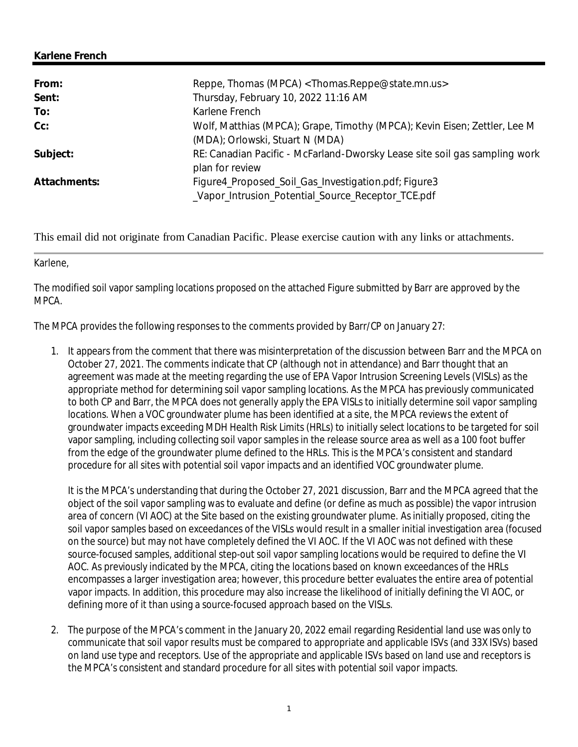**Karlene French**

---

| | |
|---|---|
| **From:** | Reppe, Thomas (MPCA) <Thomas.Reppe@state.mn.us> |
| **Sent:** | Thursday, February 10, 2022 11:16 AM |
| **To:** | Karlene French |
| **Cc:** | Wolf, Matthias (MPCA); Grape, Timothy (MPCA); Kevin Eisen; Zettler, Lee M (MDA); Orlowski, Stuart N (MDA) |
| **Subject:** | RE: Canadian Pacific - McFarland-Dworsky Lease site soil gas sampling work plan for review |
| **Attachments:** | Figure4_Proposed_Soil_Gas_Investigation.pdf; Figure3 _Vapor_Intrusion_Potential_Source_Receptor_TCE.pdf |

This email did not originate from Canadian Pacific. Please exercise caution with any links or attachments.

---

Karlene,

The modified soil vapor sampling locations proposed on the attached Figure submitted by Barr are approved by the MPCA.

The MPCA provides the following responses to the comments provided by Barr/CP on January 27:

1. It appears from the comment that there was misinterpretation of the discussion between Barr and the MPCA on October 27, 2021. The comments indicate that CP (although not in attendance) and Barr thought that an agreement was made at the meeting regarding the use of EPA Vapor Intrusion Screening Levels (VISLs) as the appropriate method for determining soil vapor sampling locations. As the MPCA has previously communicated to both CP and Barr, the MPCA does not generally apply the EPA VISLs to initially determine soil vapor sampling locations. When a VOC groundwater plume has been identified at a site, the MPCA reviews the extent of groundwater impacts exceeding MDH Health Risk Limits (HRLs) to initially select locations to be targeted for soil vapor sampling, including collecting soil vapor samples in the release source area as well as a 100 foot buffer from the edge of the groundwater plume defined to the HRLs. This is the MPCA's consistent and standard procedure for all sites with potential soil vapor impacts and an identified VOC groundwater plume.

   It is the MPCA's understanding that during the October 27, 2021 discussion, Barr and the MPCA agreed that the object of the soil vapor sampling was to evaluate and define (or define as much as possible) the vapor intrusion area of concern (VI AOC) at the Site based on the existing groundwater plume. As initially proposed, citing the soil vapor samples based on exceedances of the VISLs would result in a smaller initial investigation area (focused on the source) but may not have completely defined the VI AOC. If the VI AOC was not defined with these source-focused samples, additional step-out soil vapor sampling locations would be required to define the VI AOC. As previously indicated by the MPCA, citing the locations based on known exceedances of the HRLs encompasses a larger investigation area; however, this procedure better evaluates the entire area of potential vapor impacts. In addition, this procedure may also increase the likelihood of initially defining the VI AOC, or defining more of it than using a source-focused approach based on the VISLs.

2. The purpose of the MPCA's comment in the January 20, 2022 email regarding Residential land use was only to communicate that soil vapor results must be compared to appropriate and applicable ISVs (and 33X ISVs) based on land use type and receptors. Use of the appropriate and applicable ISVs based on land use and receptors is the MPCA's consistent and standard procedure for all sites with potential soil vapor impacts.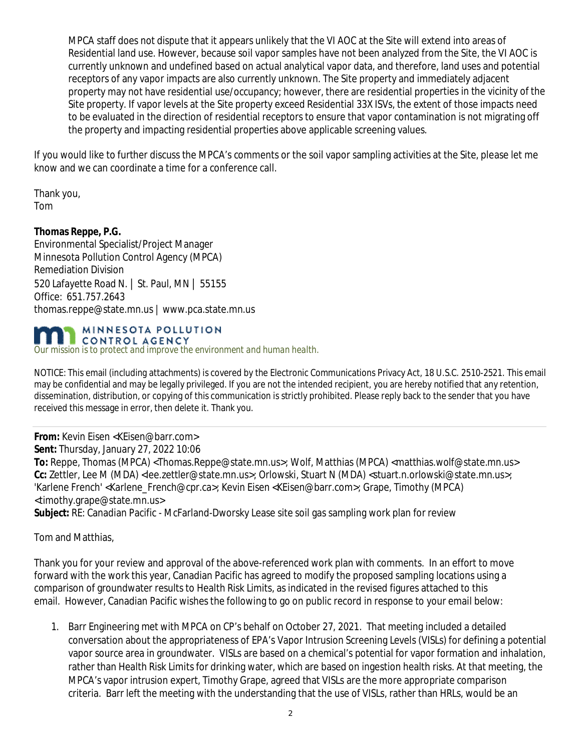MPCA staff does not dispute that it appears unlikely that the VI AOC at the Site will extend into areas of Residential land use. However, because soil vapor samples have not been analyzed from the Site, the VI AOC is currently unknown and undefined based on actual analytical vapor data, and therefore, land uses and potential receptors of any vapor impacts are also currently unknown. The Site property and immediately adjacent property may not have residential use/occupancy; however, there are residential properties in the vicinity of the Site property. If vapor levels at the Site property exceed Residential 33X ISVs, the extent of those impacts need to be evaluated in the direction of residential receptors to ensure that vapor contamination is not migrating off the property and impacting residential properties above applicable screening values.

If you would like to further discuss the MPCA's comments or the soil vapor sampling activities at the Site, please let me know and we can coordinate a time for a conference call.

Thank you,
Tom

**Thomas Reppe, P.G.**
Environmental Specialist/Project Manager
Minnesota Pollution Control Agency (MPCA)
Remediation Division
520 Lafayette Road N. | St. Paul, MN | 55155
Office: 651.757.2643
thomas.reppe@state.mn.us | www.pca.state.mn.us

MINNESOTA POLLUTION CONTROL AGENCY
*Our mission is to protect and improve the environment and human health.*

NOTICE: This email (including attachments) is covered by the Electronic Communications Privacy Act, 18 U.S.C. 2510-2521. This email may be confidential and may be legally privileged. If you are not the intended recipient, you are hereby notified that any retention, dissemination, distribution, or copying of this communication is strictly prohibited. Please reply back to the sender that you have received this message in error, then delete it. Thank you.

---

**From:** Kevin Eisen <KEisen@barr.com>
**Sent:** Thursday, January 27, 2022 10:06
**To:** Reppe, Thomas (MPCA) <Thomas.Reppe@state.mn.us>; Wolf, Matthias (MPCA) <matthias.wolf@state.mn.us>
**Cc:** Zettler, Lee M (MDA) <lee.zettler@state.mn.us>; Orlowski, Stuart N (MDA) <stuart.n.orlowski@state.mn.us>; 'Karlene French' <Karlene_French@cpr.ca>; Kevin Eisen <KEisen@barr.com>; Grape, Timothy (MPCA) <timothy.grape@state.mn.us>
**Subject:** RE: Canadian Pacific - McFarland-Dworsky Lease site soil gas sampling work plan for review

Tom and Matthias,

Thank you for your review and approval of the above-referenced work plan with comments. In an effort to move forward with the work this year, Canadian Pacific has agreed to modify the proposed sampling locations using a comparison of groundwater results to Health Risk Limits, as indicated in the revised figures attached to this email. However, Canadian Pacific wishes the following to go on public record in response to your email below:

1. Barr Engineering met with MPCA on CP's behalf on October 27, 2021. That meeting included a detailed conversation about the appropriateness of EPA's Vapor Intrusion Screening Levels (VISLs) for defining a potential vapor source area in groundwater. VISLs are based on a chemical's potential for vapor formation and inhalation, rather than Health Risk Limits for drinking water, which are based on ingestion health risks. At that meeting, the MPCA's vapor intrusion expert, Timothy Grape, agreed that VISLs are the more appropriate comparison criteria. Barr left the meeting with the understanding that the use of VISLs, rather than HRLs, would be an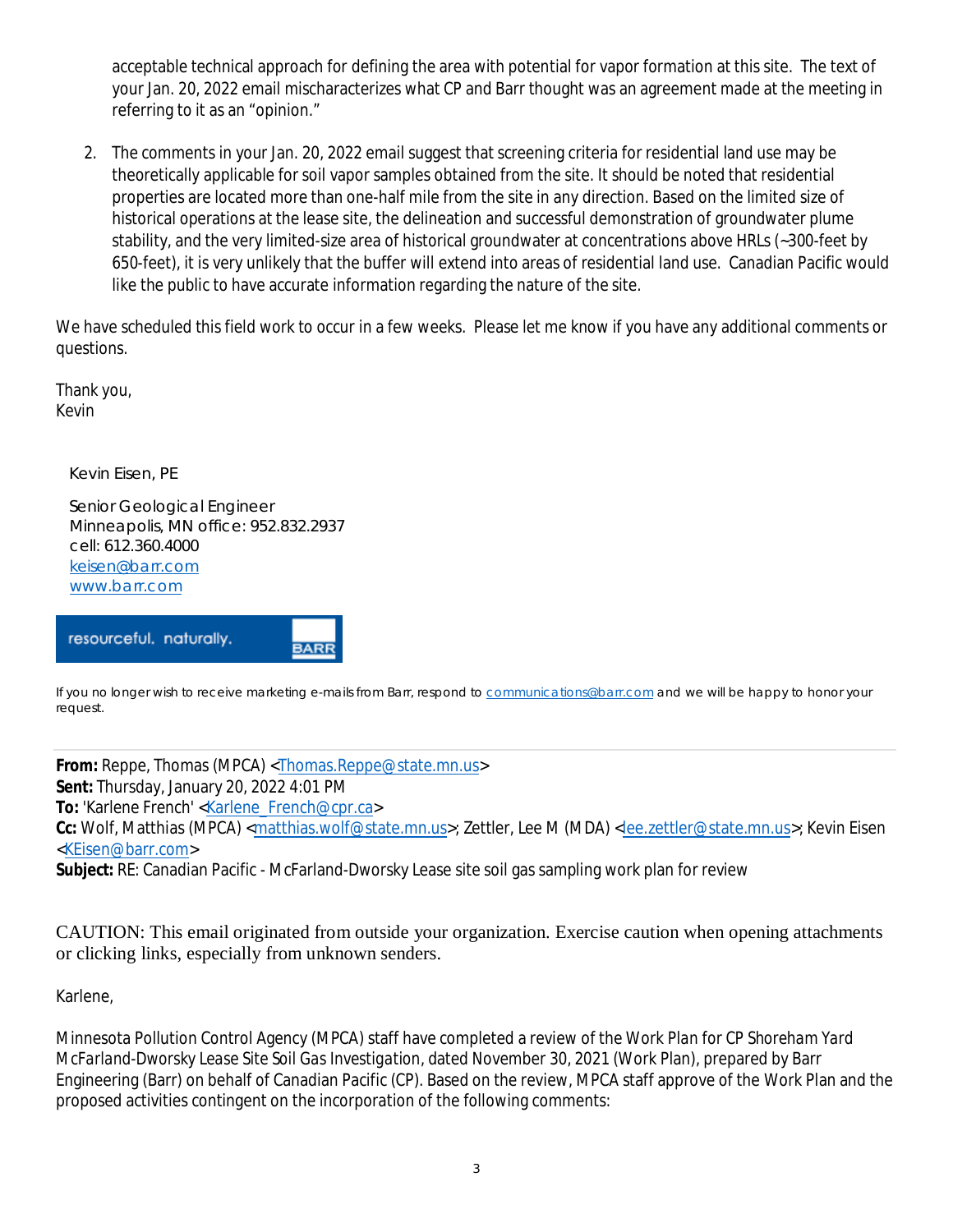acceptable technical approach for defining the area with potential for vapor formation at this site. The text of your Jan. 20, 2022 email mischaracterizes what CP and Barr thought was an agreement made at the meeting in referring to it as an "opinion."

2. The comments in your Jan. 20, 2022 email suggest that screening criteria for residential land use may be theoretically applicable for soil vapor samples obtained from the site. It should be noted that residential properties are located more than one-half mile from the site in any direction. Based on the limited size of historical operations at the lease site, the delineation and successful demonstration of groundwater plume stability, and the very limited-size area of historical groundwater at concentrations above HRLs (~300-feet by 650-feet), it is very unlikely that the buffer will extend into areas of residential land use. Canadian Pacific would like the public to have accurate information regarding the nature of the site.

We have scheduled this field work to occur in a few weeks. Please let me know if you have any additional comments or questions.

Thank you,
Kevin

Kevin Eisen, PE

Senior Geological Engineer
Minneapolis, MN office: 952.832.2937
cell: 612.360.4000
keisen@barr.com
www.barr.com

resourceful. naturally. BARR

If you no longer wish to receive marketing e-mails from Barr, respond to communications@barr.com and we will be happy to honor your request.

---

**From:** Reppe, Thomas (MPCA) <Thomas.Reppe@state.mn.us>
**Sent:** Thursday, January 20, 2022 4:01 PM
**To:** 'Karlene French' <Karlene_French@cpr.ca>
**Cc:** Wolf, Matthias (MPCA) <matthias.wolf@state.mn.us>; Zettler, Lee M (MDA) <lee.zettler@state.mn.us>; Kevin Eisen <KEisen@barr.com>
**Subject:** RE: Canadian Pacific - McFarland-Dworsky Lease site soil gas sampling work plan for review

CAUTION: This email originated from outside your organization. Exercise caution when opening attachments or clicking links, especially from unknown senders.

Karlene,

Minnesota Pollution Control Agency (MPCA) staff have completed a review of the *Work Plan for CP Shoreham Yard McFarland-Dworsky Lease Site Soil Gas Investigation*, dated November 30, 2021 (Work Plan), prepared by Barr Engineering (Barr) on behalf of Canadian Pacific (CP). Based on the review, MPCA staff approve of the Work Plan and the proposed activities contingent on the incorporation of the following comments: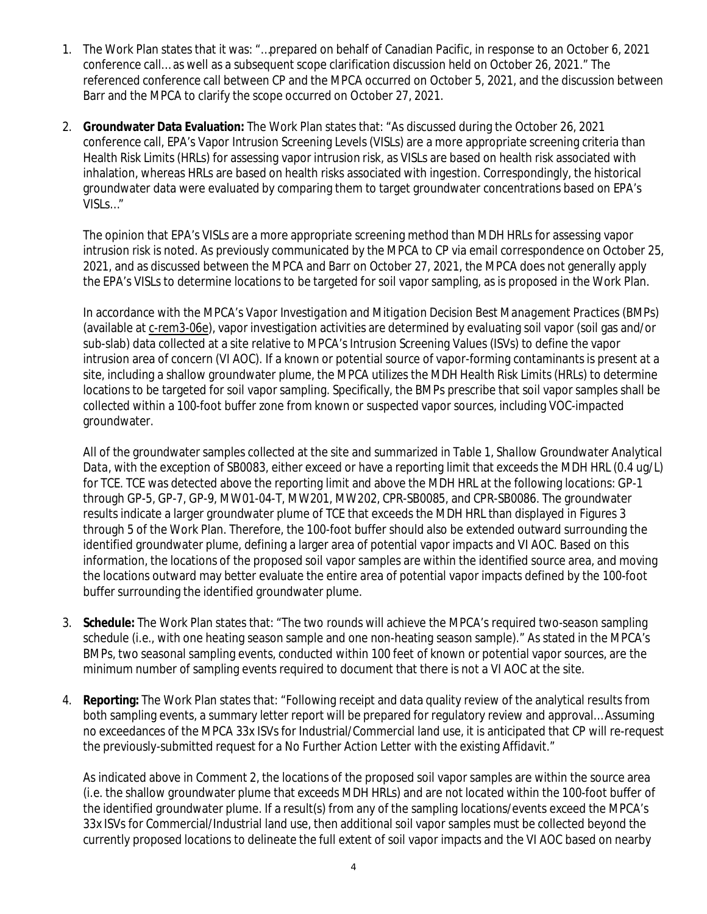1. The Work Plan states that it was: "…prepared on behalf of Canadian Pacific, in response to an October 6, 2021 conference call… as well as a subsequent scope clarification discussion held on October 26, 2021." The referenced conference call between CP and the MPCA occurred on October 5, 2021, and the discussion between Barr and the MPCA to clarify the scope occurred on October 27, 2021.

2. **Groundwater Data Evaluation:** The Work Plan states that: "As discussed during the October 26, 2021 conference call, EPA's Vapor Intrusion Screening Levels (VISLs) are a more appropriate screening criteria than Health Risk Limits (HRLs) for assessing vapor intrusion risk, as VISLs are based on health risk associated with inhalation, whereas HRLs are based on health risks associated with ingestion. Correspondingly, the historical groundwater data were evaluated by comparing them to target groundwater concentrations based on EPA's VISLs…"

   The opinion that EPA's VISLs are a more appropriate screening method than MDH HRLs for assessing vapor intrusion risk is noted. As previously communicated by the MPCA to CP via email correspondence on October 25, 2021, and as discussed between the MPCA and Barr on October 27, 2021, the MPCA does not generally apply the EPA's VISLs to determine locations to be targeted for soil vapor sampling, as is proposed in the Work Plan.

   In accordance with the MPCA's *Vapor Investigation and Mitigation Decision Best Management Practices* (BMPs) (available at c-rem3-06e), vapor investigation activities are determined by evaluating soil vapor (soil gas and/or sub-slab) data collected at a site relative to MPCA's Intrusion Screening Values (ISVs) to define the vapor intrusion area of concern (VI AOC). If a known or potential source of vapor-forming contaminants is present at a site, including a shallow groundwater plume, the MPCA utilizes the MDH Health Risk Limits (HRLs) to determine locations to be targeted for soil vapor sampling. Specifically, the BMPs prescribe that soil vapor samples shall be collected within a 100-foot buffer zone from known or suspected vapor sources, including VOC-impacted groundwater.

   All of the groundwater samples collected at the site and summarized in *Table 1, Shallow Groundwater Analytical Data*, with the exception of SB0083, either exceed or have a reporting limit that exceeds the MDH HRL (0.4 ug/L) for TCE. TCE was detected above the reporting limit and above the MDH HRL at the following locations: GP-1 through GP-5, GP-7, GP-9, MW01-04-T, MW201, MW202, CPR-SB0085, and CPR-SB0086. The groundwater results indicate a larger groundwater plume of TCE that exceeds the MDH HRL than displayed in Figures 3 through 5 of the Work Plan. Therefore, the 100-foot buffer should also be extended outward surrounding the identified groundwater plume, defining a larger area of potential vapor impacts and VI AOC. Based on this information, the locations of the proposed soil vapor samples are within the identified source area, and moving the locations outward may better evaluate the entire area of potential vapor impacts defined by the 100-foot buffer surrounding the identified groundwater plume.

3. **Schedule:** The Work Plan states that: "The two rounds will achieve the MPCA's required two-season sampling schedule (i.e., with one heating season sample and one non-heating season sample)." As stated in the MPCA's BMPs, two seasonal sampling events, conducted within 100 feet of known or potential vapor sources, are the minimum number of sampling events required to document that there is not a VI AOC at the site.

4. **Reporting:** The Work Plan states that: "Following receipt and data quality review of the analytical results from both sampling events, a summary letter report will be prepared for regulatory review and approval… Assuming no exceedances of the MPCA 33x ISVs for Industrial/Commercial land use, it is anticipated that CP will re-request the previously-submitted request for a No Further Action Letter with the existing Affidavit."

   As indicated above in Comment 2, the locations of the proposed soil vapor samples are within the source area (i.e. the shallow groundwater plume that exceeds MDH HRLs) and are not located within the 100-foot buffer of the identified groundwater plume. If a result(s) from any of the sampling locations/events exceed the MPCA's 33x ISVs for Commercial/Industrial land use, then additional soil vapor samples must be collected beyond the currently proposed locations to delineate the full extent of soil vapor impacts and the VI AOC based on nearby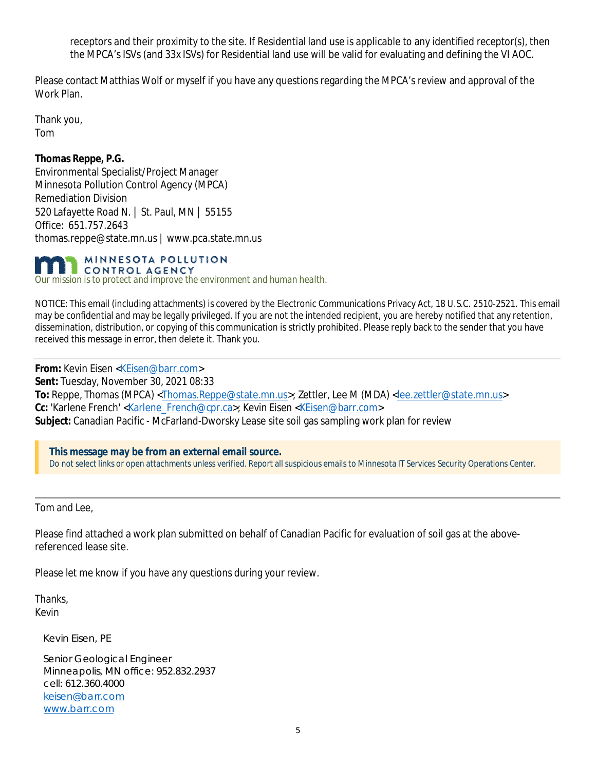receptors and their proximity to the site. If Residential land use is applicable to any identified receptor(s), then the MPCA's ISVs (and 33x ISVs) for Residential land use will be valid for evaluating and defining the VI AOC.

Please contact Matthias Wolf or myself if you have any questions regarding the MPCA's review and approval of the Work Plan.

Thank you,
Tom

**Thomas Reppe, P.G.**
Environmental Specialist/Project Manager
Minnesota Pollution Control Agency (MPCA)
Remediation Division
520 Lafayette Road N. | St. Paul, MN | 55155
Office: 651.757.2643
thomas.reppe@state.mn.us | www.pca.state.mn.us

MINNESOTA POLLUTION CONTROL AGENCY
Our mission is to protect and improve the environment and human health.

NOTICE: This email (including attachments) is covered by the Electronic Communications Privacy Act, 18 U.S.C. 2510-2521. This email may be confidential and may be legally privileged. If you are not the intended recipient, you are hereby notified that any retention, dissemination, distribution, or copying of this communication is strictly prohibited. Please reply back to the sender that you have received this message in error, then delete it. Thank you.

---

**From:** Kevin Eisen <KEisen@barr.com>
**Sent:** Tuesday, November 30, 2021 08:33
**To:** Reppe, Thomas (MPCA) <Thomas.Reppe@state.mn.us>; Zettler, Lee M (MDA) <lee.zettler@state.mn.us>
**Cc:** 'Karlene French' <Karlene_French@cpr.ca>; Kevin Eisen <KEisen@barr.com>
**Subject:** Canadian Pacific - McFarland-Dworsky Lease site soil gas sampling work plan for review

**This message may be from an external email source.**
Do not select links or open attachments unless verified. Report all suspicious emails to Minnesota IT Services Security Operations Center.

---

Tom and Lee,

Please find attached a work plan submitted on behalf of Canadian Pacific for evaluation of soil gas at the above-referenced lease site.

Please let me know if you have any questions during your review.

Thanks,
Kevin

Kevin Eisen, PE

Senior Geological Engineer
Minneapolis, MN office: 952.832.2937
cell: 612.360.4000
keisen@barr.com
www.barr.com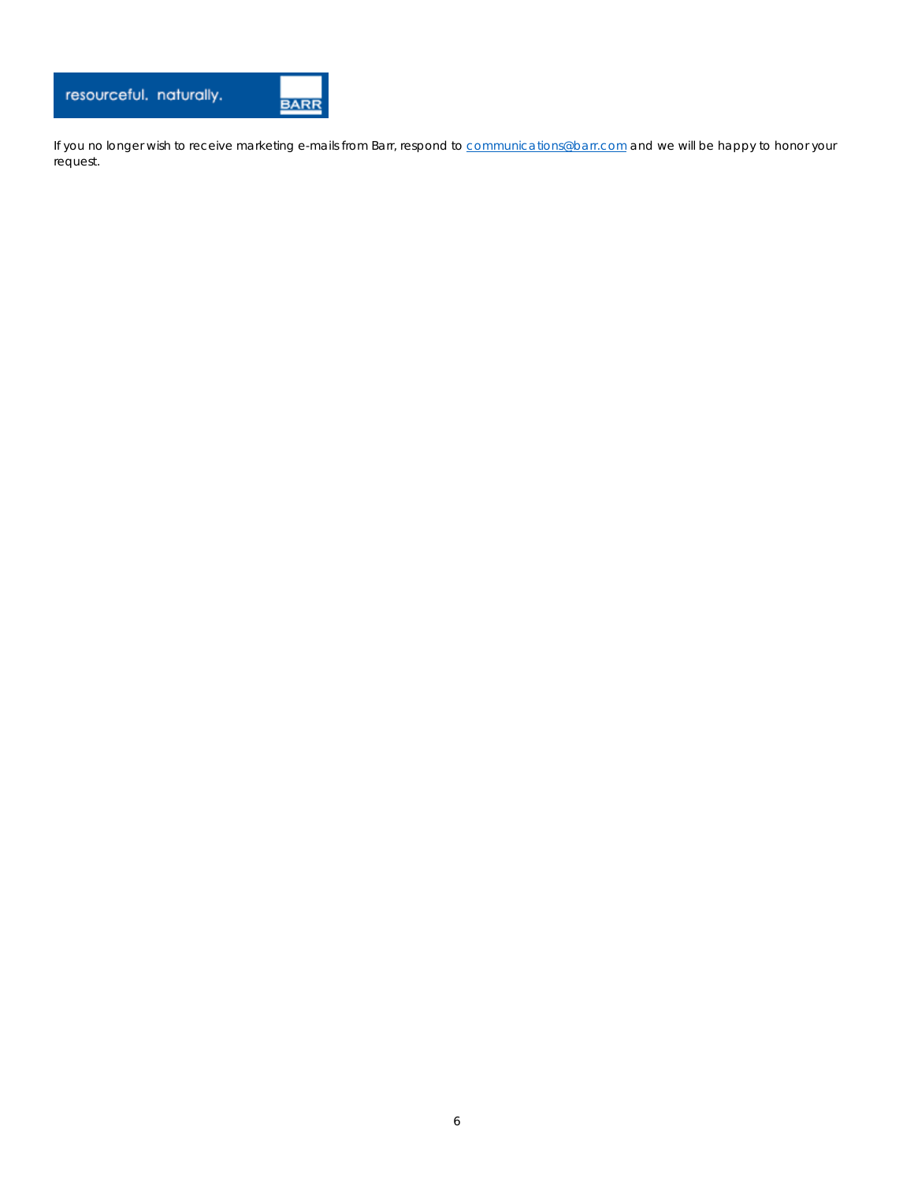resourceful. naturally.

BARR

If you no longer wish to receive marketing e-mails from Barr, respond to communications@barr.com and we will be happy to honor your request.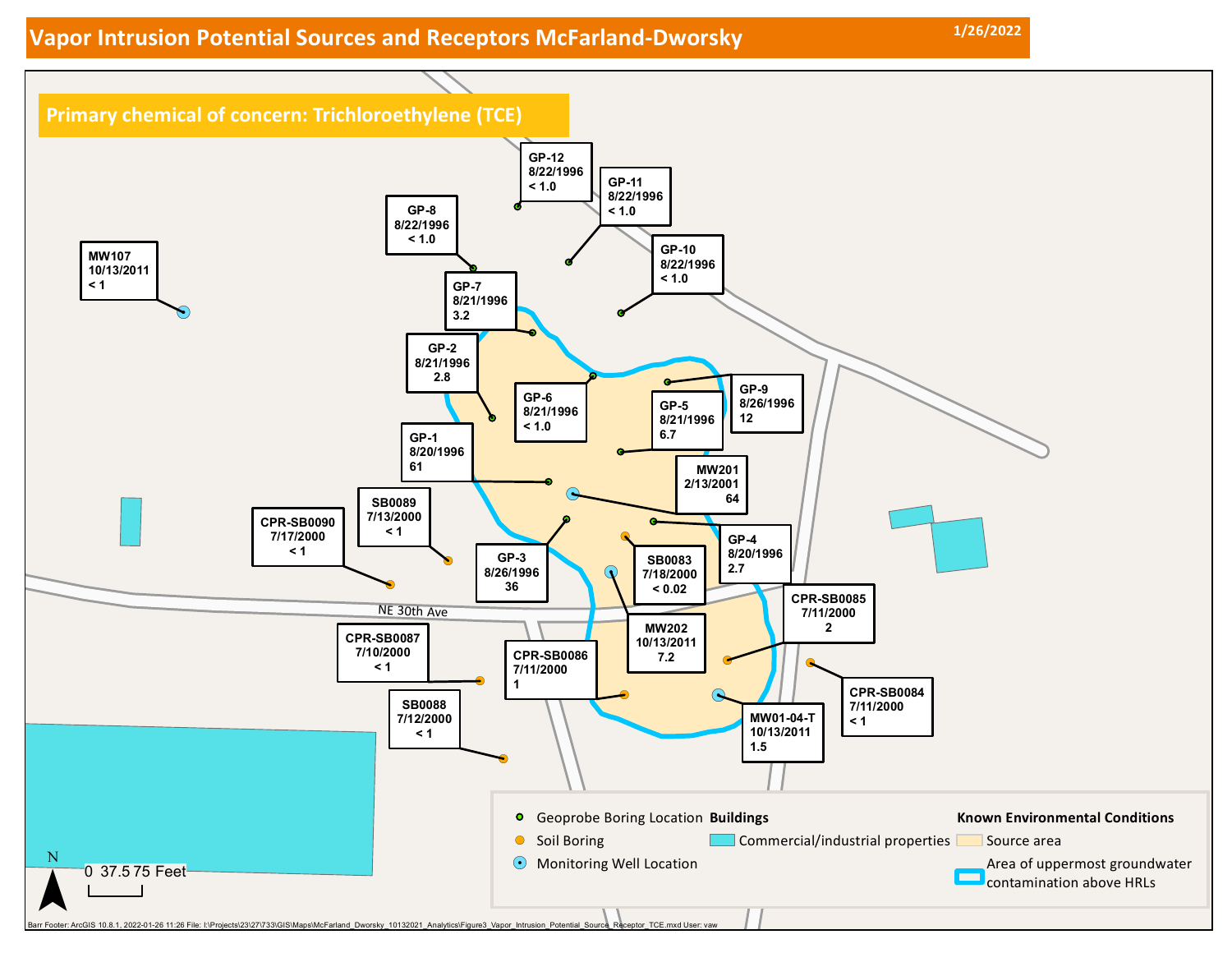# Vapor Intrusion Potential Sources and Receptors McFarland-Dworsky

1/26/2022

**Primary chemical of concern: Trichloroethylene (TCE)**

| Location | Date | TCE |
|---|---|---|
| GP-12 | 8/22/1996 | < 1.0 |
| GP-11 | 8/22/1996 | < 1.0 |
| GP-8 | 8/22/1996 | < 1.0 |
| GP-10 | 8/22/1996 | < 1.0 |
| MW107 | 10/13/2011 | < 1 |
| GP-7 | 8/21/1996 | 3.2 |
| GP-2 | 8/21/1996 | 2.8 |
| GP-6 | 8/21/1996 | < 1.0 |
| GP-9 | 8/26/1996 | 12 |
| GP-5 | 8/21/1996 | 6.7 |
| GP-1 | 8/20/1996 | 61 |
| MW201 | 2/13/2001 | 64 |
| SB0089 | 7/13/2000 | < 1 |
| CPR-SB0090 | 7/17/2000 | < 1 |
| GP-4 | 8/20/1996 | 2.7 |
| GP-3 | 8/26/1996 | 36 |
| SB0083 | 7/18/2000 | < 0.02 |
| CPR-SB0085 | 7/11/2000 | 2 |
| MW202 | 10/13/2011 | 7.2 |
| CPR-SB0087 | 7/10/2000 | < 1 |
| CPR-SB0086 | 7/11/2000 | 1 |
| CPR-SB0084 | 7/11/2000 | < 1 |
| SB0088 | 7/12/2000 | < 1 |
| MW01-04-T | 10/13/2011 | 1.5 |

NE 30th Ave

- Geoprobe Boring Location
- Soil Boring
- Monitoring Well Location

**Buildings**

- Commercial/industrial properties

**Known Environmental Conditions**

- Source area
- Area of uppermost groundwater contamination above HRLs

N

0 37.5 75 Feet

Barr Footer: ArcGIS 10.8.1, 2022-01-26 11:26 File: I:\Projects\23\27\733\GIS\Maps\McFarland_Dworsky_10132021_Analytics\Figure3_Vapor_Intrusion_Potential_Source_Receptor_TCE.mxd User: vaw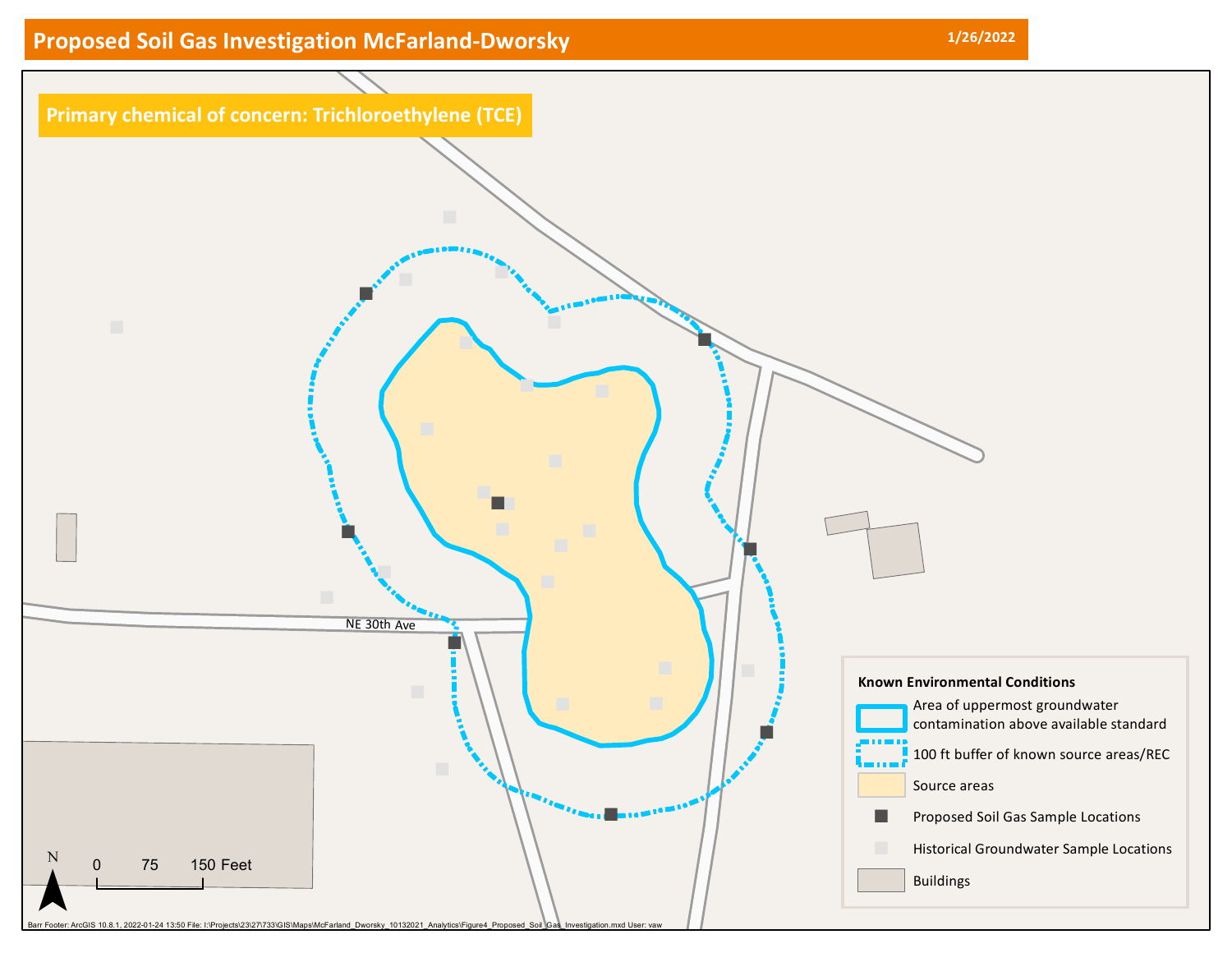# Proposed Soil Gas Investigation McFarland-Dworsky

1/26/2022

Primary chemical of concern: Trichloroethylene (TCE)

NE 30th Ave

N

0 75 150 Feet

**Known Environmental Conditions**

- Area of uppermost groundwater contamination above available standard
- 100 ft buffer of known source areas/REC
- Source areas
- Proposed Soil Gas Sample Locations
- Historical Groundwater Sample Locations
- Buildings

Barr Footer: ArcGIS 10.8.1, 2022-01-24 13:50 File: I:\Projects\23\27\733\GIS\Maps\McFarland_Dworsky_10132021_Analytics\Figure4_Proposed_Soil_Gas_Investigation.mxd User: vaw